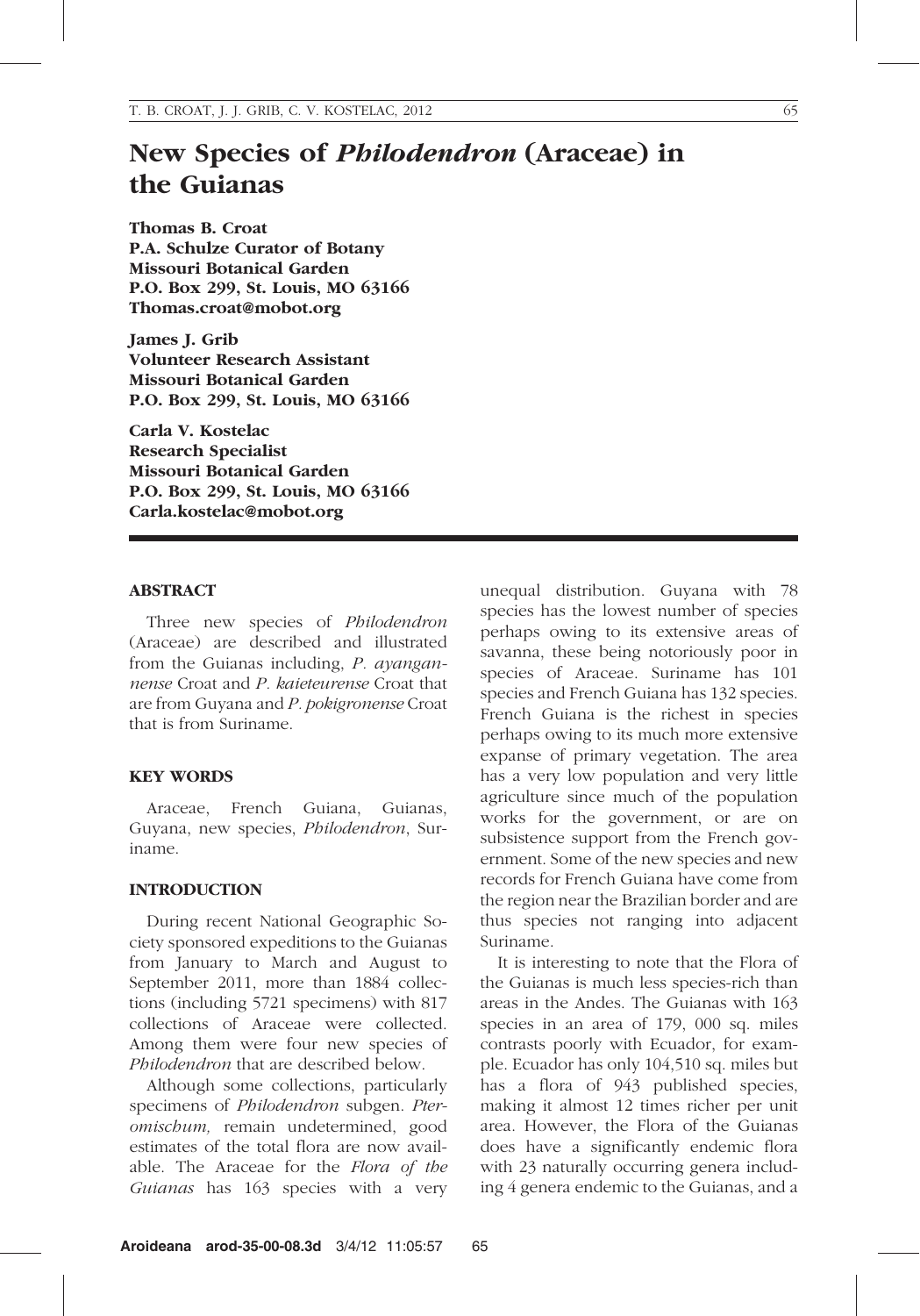# New Species of *Philodendron* (Araceae) in the Guianas

**Thomas B. Croat**
**P.A. Schulze Curator of Botany**
**Missouri Botanical Garden**
**P.O. Box 299, St. Louis, MO 63166**
**Thomas.croat@mobot.org**

**James J. Grib**
**Volunteer Research Assistant**
**Missouri Botanical Garden**
**P.O. Box 299, St. Louis, MO 63166**

**Carla V. Kostelac**
**Research Specialist**
**Missouri Botanical Garden**
**P.O. Box 299, St. Louis, MO 63166**
**Carla.kostelac@mobot.org**

## ABSTRACT

Three new species of *Philodendron* (Araceae) are described and illustrated from the Guianas including, *P. ayangannense* Croat and *P. kaieteurense* Croat that are from Guyana and *P. pokigronense* Croat that is from Suriname.

## KEY WORDS

Araceae, French Guiana, Guianas, Guyana, new species, *Philodendron*, Suriname.

## INTRODUCTION

During recent National Geographic Society sponsored expeditions to the Guianas from January to March and August to September 2011, more than 1884 collections (including 5721 specimens) with 817 collections of Araceae were collected. Among them were four new species of *Philodendron* that are described below.

Although some collections, particularly specimens of *Philodendron* subgen. *Pteromischum,* remain undetermined, good estimates of the total flora are now available. The Araceae for the *Flora of the Guianas* has 163 species with a very unequal distribution. Guyana with 78 species has the lowest number of species perhaps owing to its extensive areas of savanna, these being notoriously poor in species of Araceae. Suriname has 101 species and French Guiana has 132 species. French Guiana is the richest in species perhaps owing to its much more extensive expanse of primary vegetation. The area has a very low population and very little agriculture since much of the population works for the government, or are on subsistence support from the French government. Some of the new species and new records for French Guiana have come from the region near the Brazilian border and are thus species not ranging into adjacent Suriname.

It is interesting to note that the Flora of the Guianas is much less species-rich than areas in the Andes. The Guianas with 163 species in an area of 179, 000 sq. miles contrasts poorly with Ecuador, for example. Ecuador has only 104,510 sq. miles but has a flora of 943 published species, making it almost 12 times richer per unit area. However, the Flora of the Guianas does have a significantly endemic flora with 23 naturally occurring genera including 4 genera endemic to the Guianas, and a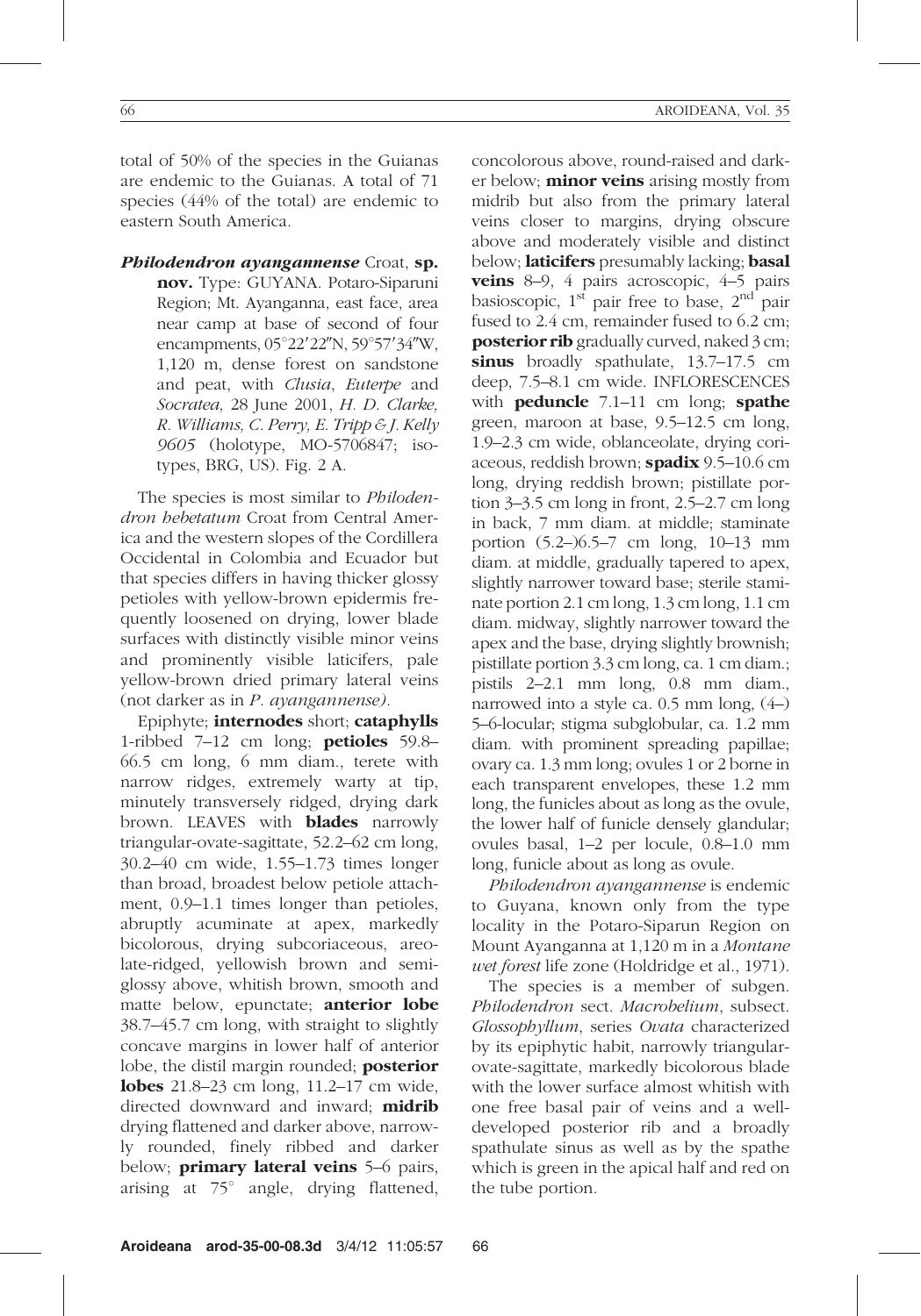total of 50% of the species in the Guianas are endemic to the Guianas. A total of 71 species (44% of the total) are endemic to eastern South America.

***Philodendron ayangannense*** Croat, **sp. nov.** Type: GUYANA. Potaro-Siparuni Region; Mt. Ayanganna, east face, area near camp at base of second of four encampments, 05°22′22″N, 59°57′34″W, 1,120 m, dense forest on sandstone and peat, with *Clusia*, *Euterpe* and *Socratea,* 28 June 2001, *H. D. Clarke, R. Williams, C. Perry, E. Tripp & J. Kelly 9605* (holotype, MO-5706847; isotypes, BRG, US). Fig. 2 A.

The species is most similar to *Philodendron hebetatum* Croat from Central America and the western slopes of the Cordillera Occidental in Colombia and Ecuador but that species differs in having thicker glossy petioles with yellow-brown epidermis frequently loosened on drying, lower blade surfaces with distinctly visible minor veins and prominently visible laticifers, pale yellow-brown dried primary lateral veins (not darker as in *P. ayangannense).*

Epiphyte; **internodes** short; **cataphylls** 1-ribbed 7–12 cm long; **petioles** 59.8–66.5 cm long, 6 mm diam., terete with narrow ridges, extremely warty at tip, minutely transversely ridged, drying dark brown. LEAVES with **blades** narrowly triangular-ovate-sagittate, 52.2–62 cm long, 30.2–40 cm wide, 1.55–1.73 times longer than broad, broadest below petiole attachment, 0.9–1.1 times longer than petioles, abruptly acuminate at apex, markedly bicolorous, drying subcoriaceous, areolate-ridged, yellowish brown and semi-glossy above, whitish brown, smooth and matte below, epunctate; **anterior lobe** 38.7–45.7 cm long, with straight to slightly concave margins in lower half of anterior lobe, the distil margin rounded; **posterior lobes** 21.8–23 cm long, 11.2–17 cm wide, directed downward and inward; **midrib** drying flattened and darker above, narrowly rounded, finely ribbed and darker below; **primary lateral veins** 5–6 pairs, arising at 75° angle, drying flattened, concolorous above, round-raised and darker below; **minor veins** arising mostly from midrib but also from the primary lateral veins closer to margins, drying obscure above and moderately visible and distinct below; **laticifers** presumably lacking; **basal veins** 8–9, 4 pairs acroscopic, 4–5 pairs basioscopic, 1st pair free to base, 2nd pair fused to 2.4 cm, remainder fused to 6.2 cm; **posterior rib** gradually curved, naked 3 cm; **sinus** broadly spathulate, 13.7–17.5 cm deep, 7.5–8.1 cm wide. INFLORESCENCES with **peduncle** 7.1–11 cm long; **spathe** green, maroon at base, 9.5–12.5 cm long, 1.9–2.3 cm wide, oblanceolate, drying coriaceous, reddish brown; **spadix** 9.5–10.6 cm long, drying reddish brown; pistillate portion 3–3.5 cm long in front, 2.5–2.7 cm long in back, 7 mm diam. at middle; staminate portion (5.2–)6.5–7 cm long, 10–13 mm diam. at middle, gradually tapered to apex, slightly narrower toward base; sterile staminate portion 2.1 cm long, 1.3 cm long, 1.1 cm diam. midway, slightly narrower toward the apex and the base, drying slightly brownish; pistillate portion 3.3 cm long, ca. 1 cm diam.; pistils 2–2.1 mm long, 0.8 mm diam., narrowed into a style ca. 0.5 mm long, (4–) 5–6-locular; stigma subglobular, ca. 1.2 mm diam. with prominent spreading papillae; ovary ca. 1.3 mm long; ovules 1 or 2 borne in each transparent envelopes, these 1.2 mm long, the funicles about as long as the ovule, the lower half of funicle densely glandular; ovules basal, 1–2 per locule, 0.8–1.0 mm long, funicle about as long as ovule.

*Philodendron ayangannense* is endemic to Guyana, known only from the type locality in the Potaro-Siparun Region on Mount Ayanganna at 1,120 m in a *Montane wet forest* life zone (Holdridge et al., 1971).

The species is a member of subgen. *Philodendron* sect. *Macrobelium*, subsect. *Glossophyllum*, series *Ovata* characterized by its epiphytic habit, narrowly triangular-ovate-sagittate, markedly bicolorous blade with the lower surface almost whitish with one free basal pair of veins and a well-developed posterior rib and a broadly spathulate sinus as well as by the spathe which is green in the apical half and red on the tube portion.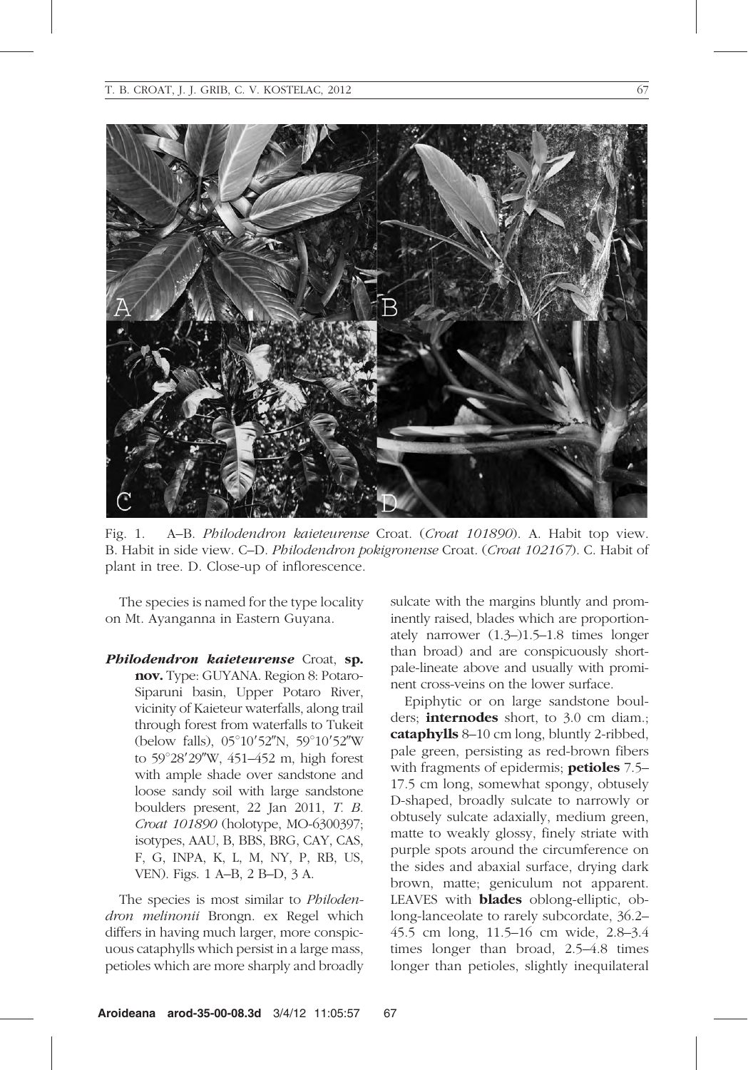Fig. 1. A–B. *Philodendron kaieteurense* Croat. (*Croat 101890*). A. Habit top view. B. Habit in side view. C–D. *Philodendron pokigronense* Croat. (*Croat 102167*). C. Habit of plant in tree. D. Close-up of inflorescence.

The species is named for the type locality on Mt. Ayanganna in Eastern Guyana.

***Philodendron kaieteurense*** Croat, **sp. nov.** Type: GUYANA. Region 8: Potaro-Siparuni basin, Upper Potaro River, vicinity of Kaieteur waterfalls, along trail through forest from waterfalls to Tukeit (below falls), 05°10′52″N, 59°10′52″W to 59°28′29″W, 451–452 m, high forest with ample shade over sandstone and loose sandy soil with large sandstone boulders present, 22 Jan 2011, *T. B. Croat 101890* (holotype, MO-6300397; isotypes, AAU, B, BBS, BRG, CAY, CAS, F, G, INPA, K, L, M, NY, P, RB, US, VEN). Figs. 1 A–B, 2 B–D, 3 A.

The species is most similar to *Philodendron melinonii* Brongn. ex Regel which differs in having much larger, more conspicuous cataphylls which persist in a large mass, petioles which are more sharply and broadly sulcate with the margins bluntly and prominently raised, blades which are proportionately narrower (1.3–)1.5–1.8 times longer than broad) and are conspicuously short-pale-lineate above and usually with prominent cross-veins on the lower surface.

Epiphytic or on large sandstone boulders; **internodes** short, to 3.0 cm diam.; **cataphylls** 8–10 cm long, bluntly 2-ribbed, pale green, persisting as red-brown fibers with fragments of epidermis; **petioles** 7.5–17.5 cm long, somewhat spongy, obtusely D-shaped, broadly sulcate to narrowly or obtusely sulcate adaxially, medium green, matte to weakly glossy, finely striate with purple spots around the circumference on the sides and abaxial surface, drying dark brown, matte; geniculum not apparent. LEAVES with **blades** oblong-elliptic, oblong-lanceolate to rarely subcordate, 36.2–45.5 cm long, 11.5–16 cm wide, 2.8–3.4 times longer than broad, 2.5–4.8 times longer than petioles, slightly inequilateral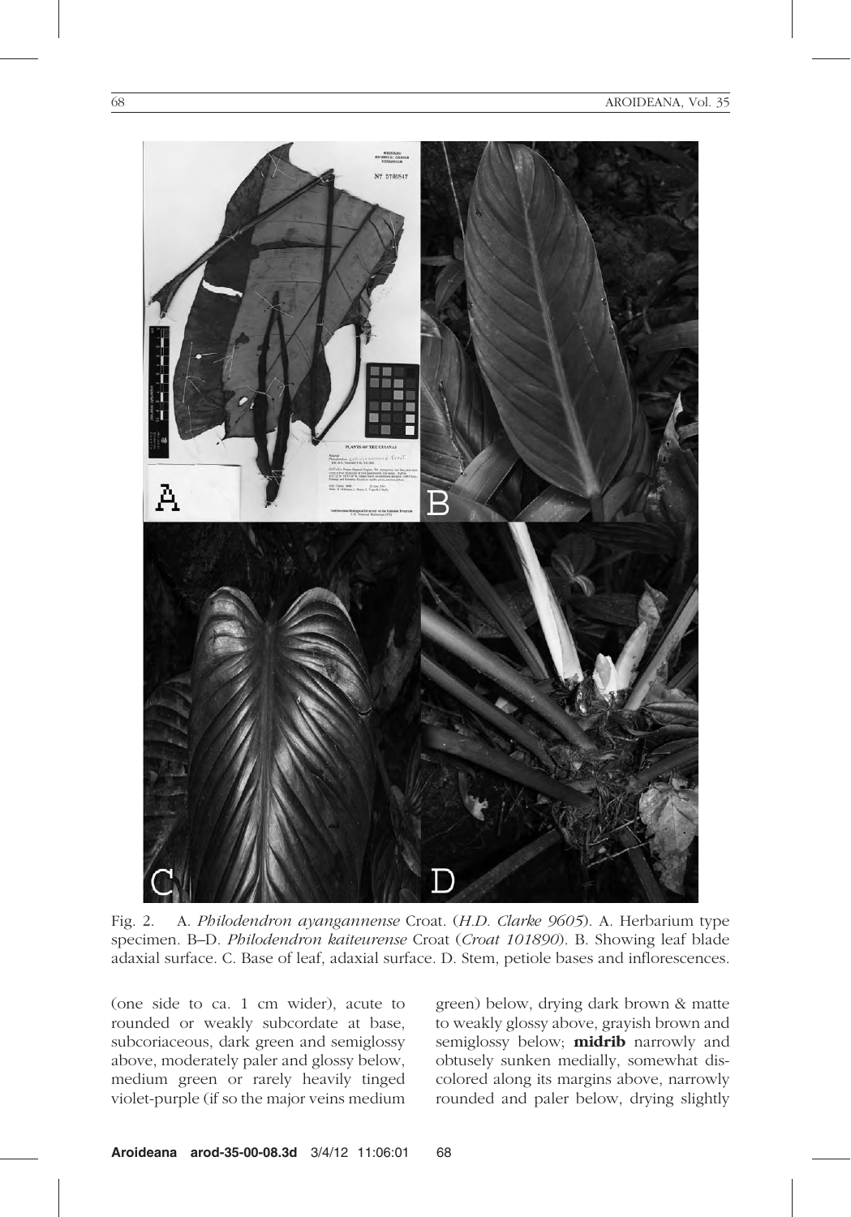Fig. 2. A. *Philodendron ayangannense* Croat. (*H.D. Clarke 9605*). A. Herbarium type specimen. B–D. *Philodendron kaiteurense* Croat (*Croat 101890*). B. Showing leaf blade adaxial surface. C. Base of leaf, adaxial surface. D. Stem, petiole bases and inflorescences.

(one side to ca. 1 cm wider), acute to rounded or weakly subcordate at base, subcoriaceous, dark green and semiglossy above, moderately paler and glossy below, medium green or rarely heavily tinged violet-purple (if so the major veins medium green) below, drying dark brown & matte to weakly glossy above, grayish brown and semiglossy below; **midrib** narrowly and obtusely sunken medially, somewhat discolored along its margins above, narrowly rounded and paler below, drying slightly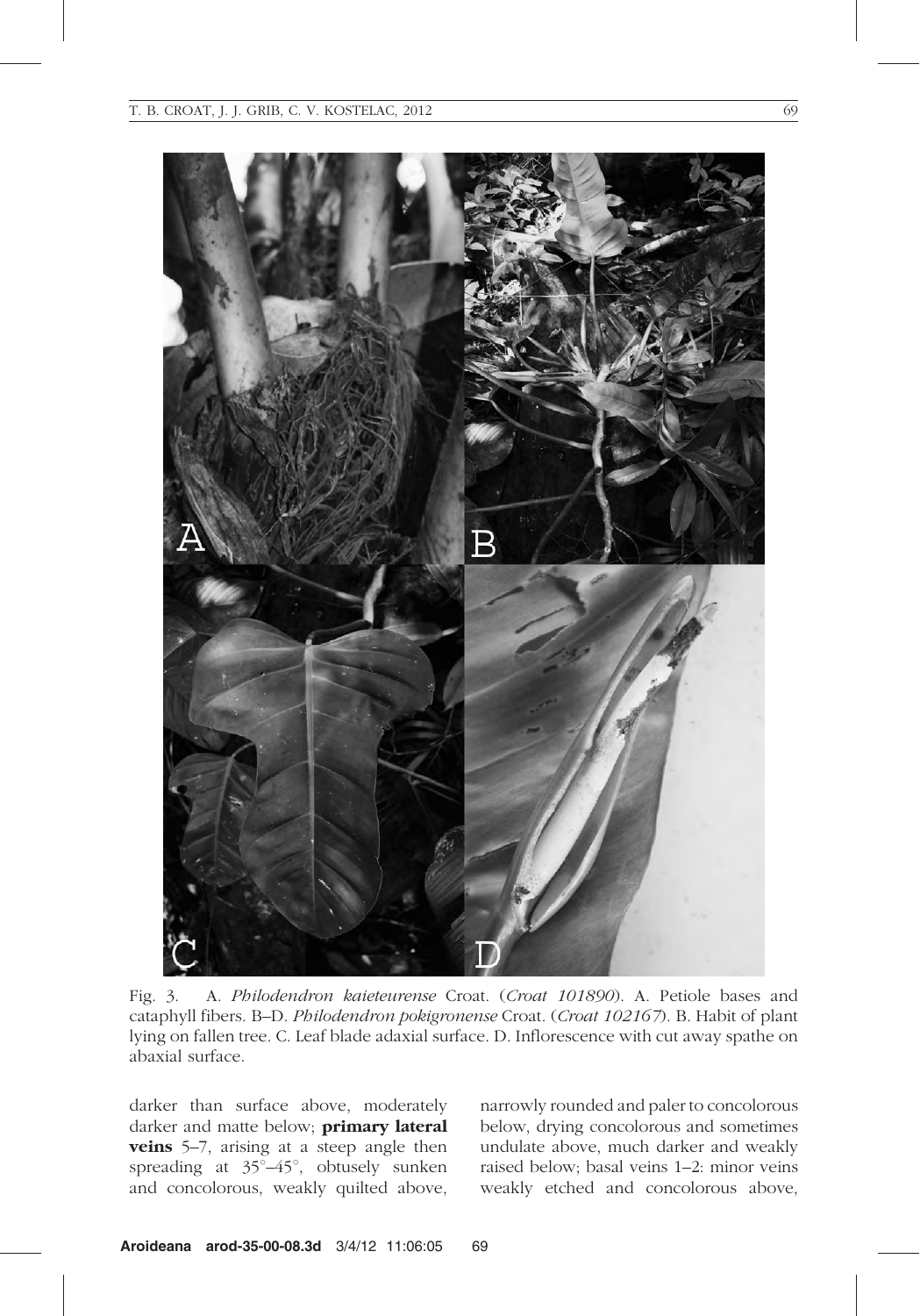Fig. 3. A. *Philodendron kaieteurense* Croat. (*Croat 101890*). A. Petiole bases and cataphyll fibers. B–D. *Philodendron pokigronense* Croat. (*Croat 102167*). B. Habit of plant lying on fallen tree. C. Leaf blade adaxial surface. D. Inflorescence with cut away spathe on abaxial surface.

darker than surface above, moderately darker and matte below; **primary lateral veins** 5–7, arising at a steep angle then spreading at 35°–45°, obtusely sunken and concolorous, weakly quilted above, narrowly rounded and paler to concolorous below, drying concolorous and sometimes undulate above, much darker and weakly raised below; basal veins 1–2: minor veins weakly etched and concolorous above,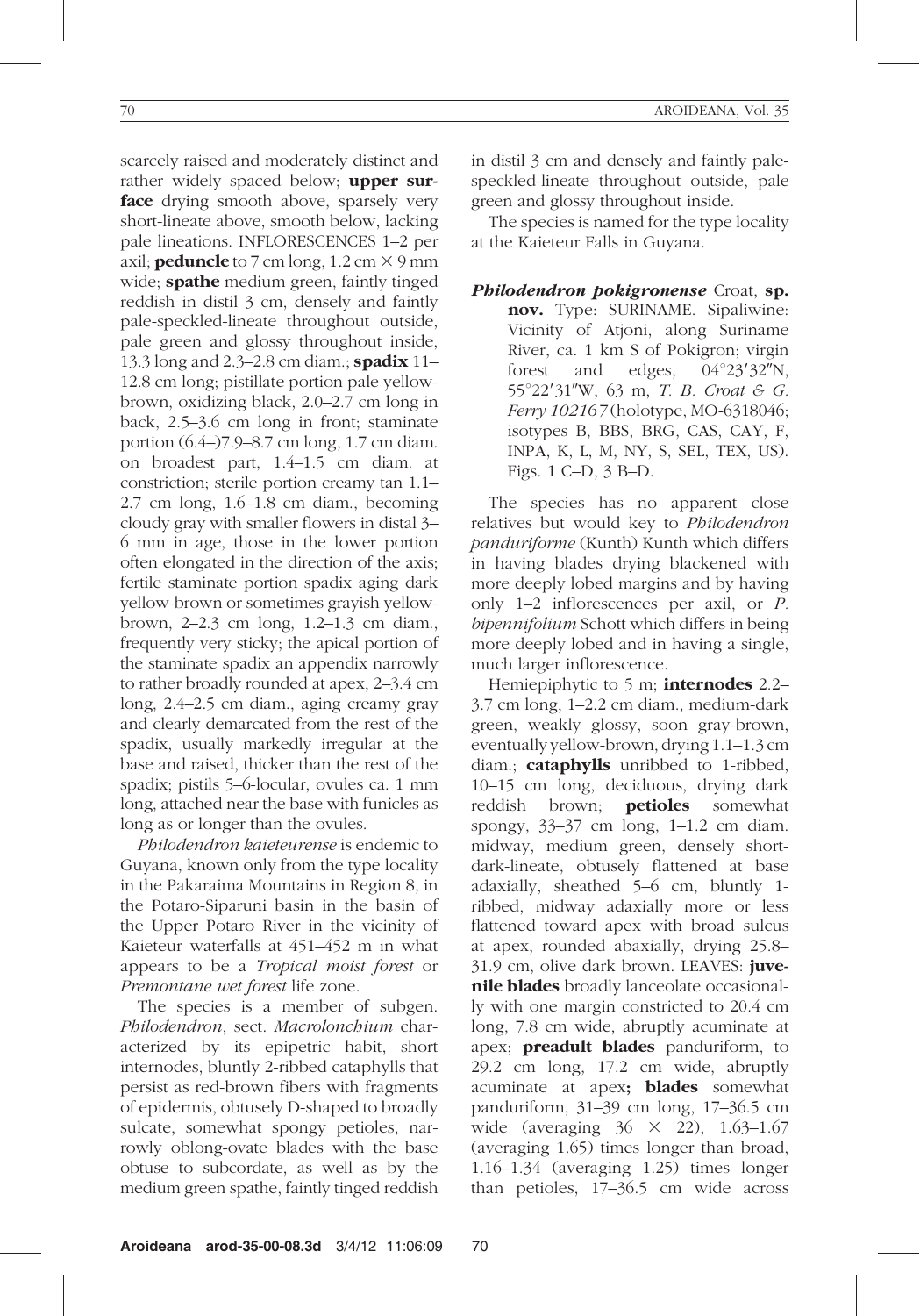scarcely raised and moderately distinct and rather widely spaced below; **upper surface** drying smooth above, sparsely very short-lineate above, smooth below, lacking pale lineations. INFLORESCENCES 1–2 per axil; **peduncle** to 7 cm long, 1.2 cm × 9 mm wide; **spathe** medium green, faintly tinged reddish in distil 3 cm, densely and faintly pale-speckled-lineate throughout outside, pale green and glossy throughout inside, 13.3 long and 2.3–2.8 cm diam.; **spadix** 11–12.8 cm long; pistillate portion pale yellow-brown, oxidizing black, 2.0–2.7 cm long in back, 2.5–3.6 cm long in front; staminate portion (6.4–)7.9–8.7 cm long, 1.7 cm diam. on broadest part, 1.4–1.5 cm diam. at constriction; sterile portion creamy tan 1.1–2.7 cm long, 1.6–1.8 cm diam., becoming cloudy gray with smaller flowers in distal 3–6 mm in age, those in the lower portion often elongated in the direction of the axis; fertile staminate portion spadix aging dark yellow-brown or sometimes grayish yellow-brown, 2–2.3 cm long, 1.2–1.3 cm diam., frequently very sticky; the apical portion of the staminate spadix an appendix narrowly to rather broadly rounded at apex, 2–3.4 cm long, 2.4–2.5 cm diam., aging creamy gray and clearly demarcated from the rest of the spadix, usually markedly irregular at the base and raised, thicker than the rest of the spadix; pistils 5–6-locular, ovules ca. 1 mm long, attached near the base with funicles as long as or longer than the ovules.

*Philodendron kaieteurense* is endemic to Guyana, known only from the type locality in the Pakaraima Mountains in Region 8, in the Potaro-Siparuni basin in the basin of the Upper Potaro River in the vicinity of Kaieteur waterfalls at 451–452 m in what appears to be a *Tropical moist forest* or *Premontane wet forest* life zone.

The species is a member of subgen. *Philodendron*, sect. *Macrolonchium* characterized by its epipetric habit, short internodes, bluntly 2-ribbed cataphylls that persist as red-brown fibers with fragments of epidermis, obtusely D-shaped to broadly sulcate, somewhat spongy petioles, narrowly oblong-ovate blades with the base obtuse to subcordate, as well as by the medium green spathe, faintly tinged reddish in distil 3 cm and densely and faintly pale-speckled-lineate throughout outside, pale green and glossy throughout inside.

The species is named for the type locality at the Kaieteur Falls in Guyana.

***Philodendron pokigronense*** Croat, **sp. nov.** Type: SURINAME. Sipaliwine: Vicinity of Atjoni, along Suriname River, ca. 1 km S of Pokigron; virgin forest and edges, 04°23′32″N, 55°22′31″W, 63 m, *T. B. Croat & G. Ferry 102167* (holotype, MO-6318046; isotypes B, BBS, BRG, CAS, CAY, F, INPA, K, L, M, NY, S, SEL, TEX, US). Figs. 1 C–D, 3 B–D.

The species has no apparent close relatives but would key to *Philodendron panduriforme* (Kunth) Kunth which differs in having blades drying blackened with more deeply lobed margins and by having only 1–2 inflorescences per axil, or *P. bipennifolium* Schott which differs in being more deeply lobed and in having a single, much larger inflorescence.

Hemiepiphytic to 5 m; **internodes** 2.2–3.7 cm long, 1–2.2 cm diam., medium-dark green, weakly glossy, soon gray-brown, eventually yellow-brown, drying 1.1–1.3 cm diam.; **cataphylls** unribbed to 1-ribbed, 10–15 cm long, deciduous, drying dark reddish brown; **petioles** somewhat spongy, 33–37 cm long, 1–1.2 cm diam. midway, medium green, densely short-dark-lineate, obtusely flattened at base adaxially, sheathed 5–6 cm, bluntly 1-ribbed, midway adaxially more or less flattened toward apex with broad sulcus at apex, rounded abaxially, drying 25.8–31.9 cm, olive dark brown. LEAVES: **juvenile blades** broadly lanceolate occasionally with one margin constricted to 20.4 cm long, 7.8 cm wide, abruptly acuminate at apex; **preadult blades** panduriform, to 29.2 cm long, 17.2 cm wide, abruptly acuminate at apex**; blades** somewhat panduriform, 31–39 cm long, 17–36.5 cm wide (averaging 36 × 22), 1.63–1.67 (averaging 1.65) times longer than broad, 1.16–1.34 (averaging 1.25) times longer than petioles, 17–36.5 cm wide across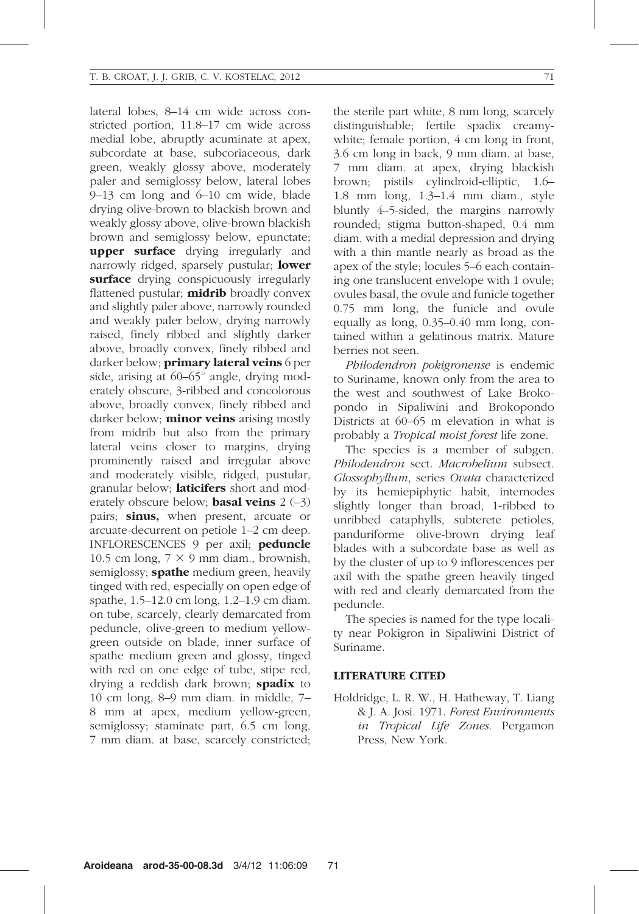lateral lobes, 8–14 cm wide across constricted portion, 11.8–17 cm wide across medial lobe, abruptly acuminate at apex, subcordate at base, subcoriaceous, dark green, weakly glossy above, moderately paler and semiglossy below, lateral lobes 9–13 cm long and 6–10 cm wide, blade drying olive-brown to blackish brown and weakly glossy above, olive-brown blackish brown and semiglossy below, epunctate; **upper surface** drying irregularly and narrowly ridged, sparsely pustular; **lower surface** drying conspicuously irregularly flattened pustular; **midrib** broadly convex and slightly paler above, narrowly rounded and weakly paler below, drying narrowly raised, finely ribbed and slightly darker above, broadly convex, finely ribbed and darker below; **primary lateral veins** 6 per side, arising at 60–65° angle, drying moderately obscure, 3-ribbed and concolorous above, broadly convex, finely ribbed and darker below; **minor veins** arising mostly from midrib but also from the primary lateral veins closer to margins, drying prominently raised and irregular above and moderately visible, ridged, pustular, granular below; **laticifers** short and moderately obscure below; **basal veins** 2 (–3) pairs; **sinus,** when present, arcuate or arcuate-decurrent on petiole 1–2 cm deep. INFLORESCENCES 9 per axil; **peduncle** 10.5 cm long, 7 × 9 mm diam., brownish, semiglossy; **spathe** medium green, heavily tinged with red, especially on open edge of spathe, 1.5–12.0 cm long, 1.2–1.9 cm diam. on tube, scarcely, clearly demarcated from peduncle, olive-green to medium yellow-green outside on blade, inner surface of spathe medium green and glossy, tinged with red on one edge of tube, stipe red, drying a reddish dark brown; **spadix** to 10 cm long, 8–9 mm diam. in middle, 7–8 mm at apex, medium yellow-green, semiglossy; staminate part, 6.5 cm long, 7 mm diam. at base, scarcely constricted; the sterile part white, 8 mm long, scarcely distinguishable; fertile spadix creamy-white; female portion, 4 cm long in front, 3.6 cm long in back, 9 mm diam. at base, 7 mm diam. at apex, drying blackish brown; pistils cylindroid-elliptic, 1.6–1.8 mm long, 1.3–1.4 mm diam., style bluntly 4–5-sided, the margins narrowly rounded; stigma button-shaped, 0.4 mm diam. with a medial depression and drying with a thin mantle nearly as broad as the apex of the style; locules 5–6 each containing one translucent envelope with 1 ovule; ovules basal, the ovule and funicle together 0.75 mm long, the funicle and ovule equally as long, 0.35–0.40 mm long, contained within a gelatinous matrix. Mature berries not seen.

*Philodendron pokigronense* is endemic to Suriname, known only from the area to the west and southwest of Lake Brokopondo in Sipaliwini and Brokopondo Districts at 60–65 m elevation in what is probably a *Tropical moist forest* life zone.

The species is a member of subgen. *Philodendron* sect. *Macrobelium* subsect. *Glossophyllum*, series *Ovata* characterized by its hemiepiphytic habit, internodes slightly longer than broad, 1-ribbed to unribbed cataphylls, subterete petioles, panduriforme olive-brown drying leaf blades with a subcordate base as well as by the cluster of up to 9 inflorescences per axil with the spathe green heavily tinged with red and clearly demarcated from the peduncle.

The species is named for the type locality near Pokigron in Sipaliwini District of Suriname.

## LITERATURE CITED

Holdridge, L. R. W., H. Hatheway, T. Liang & J. A. Josi. 1971. *Forest Environments in Tropical Life Zones.* Pergamon Press, New York.